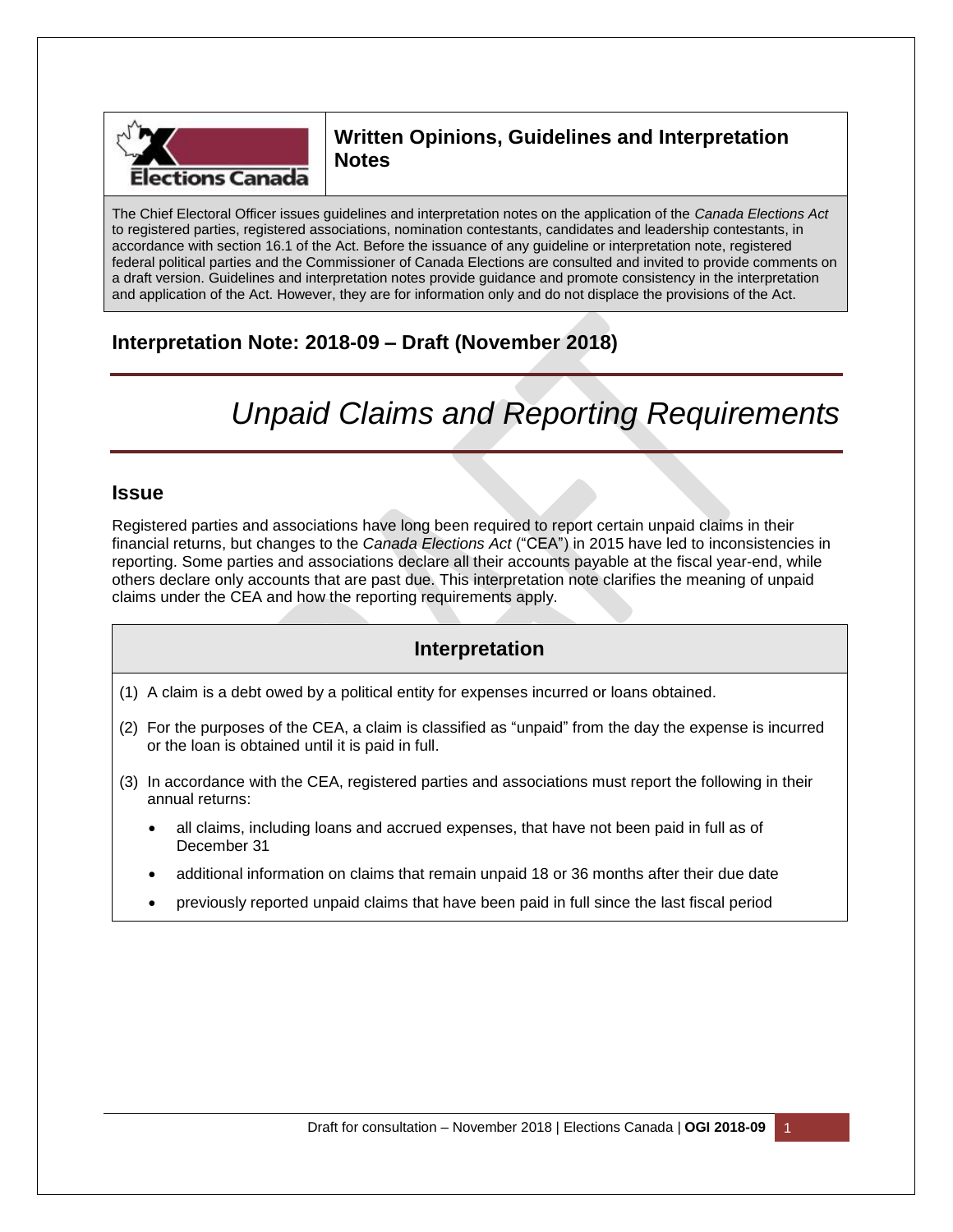## Written Opinions, Guidelines and Interpretation Notes

The Chief Electoral Officer issues guidelines and interpretation notes on the application of the *Canada Elections Act* to registered parties, registered associations, nomination contestants, candidates and leadership contestants, in accordance with section 16.1 of the Act. Before the issuance of any guideline or interpretation note, registered federal political parties and the Commissioner of Canada Elections are consulted and invited to provide comments on a draft version. Guidelines and interpretation notes provide guidance and promote consistency in the interpretation and application of the Act. However, they are for information only and do not displace the provisions of the Act.

### Interpretation Note: 2018-09 – Draft (November 2018)

# *Unpaid Claims and Reporting Requirements*

## Issue

Registered parties and associations have long been required to report certain unpaid claims in their financial returns, but changes to the *Canada Elections Act* ("CEA") in 2015 have led to inconsistencies in reporting. Some parties and associations declare all their accounts payable at the fiscal year-end, while others declare only accounts that are past due. This interpretation note clarifies the meaning of unpaid claims under the CEA and how the reporting requirements apply.

## Interpretation

(1) A claim is a debt owed by a political entity for expenses incurred or loans obtained.

(2) For the purposes of the CEA, a claim is classified as "unpaid" from the day the expense is incurred or the loan is obtained until it is paid in full.

(3) In accordance with the CEA, registered parties and associations must report the following in their annual returns:

- all claims, including loans and accrued expenses, that have not been paid in full as of December 31
- additional information on claims that remain unpaid 18 or 36 months after their due date
- previously reported unpaid claims that have been paid in full since the last fiscal period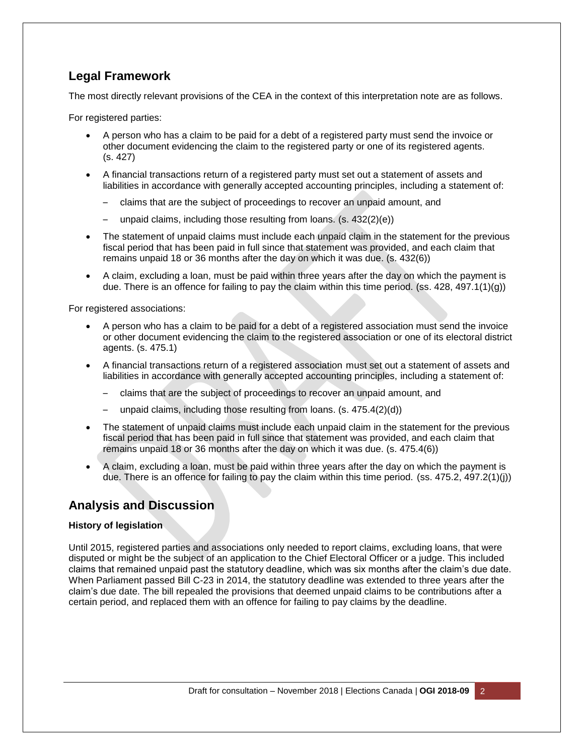## Legal Framework

The most directly relevant provisions of the CEA in the context of this interpretation note are as follows.

For registered parties:

- A person who has a claim to be paid for a debt of a registered party must send the invoice or other document evidencing the claim to the registered party or one of its registered agents. (s. 427)
- A financial transactions return of a registered party must set out a statement of assets and liabilities in accordance with generally accepted accounting principles, including a statement of:
  - claims that are the subject of proceedings to recover an unpaid amount, and
  - unpaid claims, including those resulting from loans. (s. 432(2)(e))
- The statement of unpaid claims must include each unpaid claim in the statement for the previous fiscal period that has been paid in full since that statement was provided, and each claim that remains unpaid 18 or 36 months after the day on which it was due. (s. 432(6))
- A claim, excluding a loan, must be paid within three years after the day on which the payment is due. There is an offence for failing to pay the claim within this time period. (ss. 428, 497.1(1)(g))

For registered associations:

- A person who has a claim to be paid for a debt of a registered association must send the invoice or other document evidencing the claim to the registered association or one of its electoral district agents. (s. 475.1)
- A financial transactions return of a registered association must set out a statement of assets and liabilities in accordance with generally accepted accounting principles, including a statement of:
  - claims that are the subject of proceedings to recover an unpaid amount, and
  - unpaid claims, including those resulting from loans. (s. 475.4(2)(d))
- The statement of unpaid claims must include each unpaid claim in the statement for the previous fiscal period that has been paid in full since that statement was provided, and each claim that remains unpaid 18 or 36 months after the day on which it was due. (s. 475.4(6))
- A claim, excluding a loan, must be paid within three years after the day on which the payment is due. There is an offence for failing to pay the claim within this time period. (ss. 475.2, 497.2(1)(j))

## Analysis and Discussion

**History of legislation**

Until 2015, registered parties and associations only needed to report claims, excluding loans, that were disputed or might be the subject of an application to the Chief Electoral Officer or a judge. This included claims that remained unpaid past the statutory deadline, which was six months after the claim's due date. When Parliament passed Bill C-23 in 2014, the statutory deadline was extended to three years after the claim's due date. The bill repealed the provisions that deemed unpaid claims to be contributions after a certain period, and replaced them with an offence for failing to pay claims by the deadline.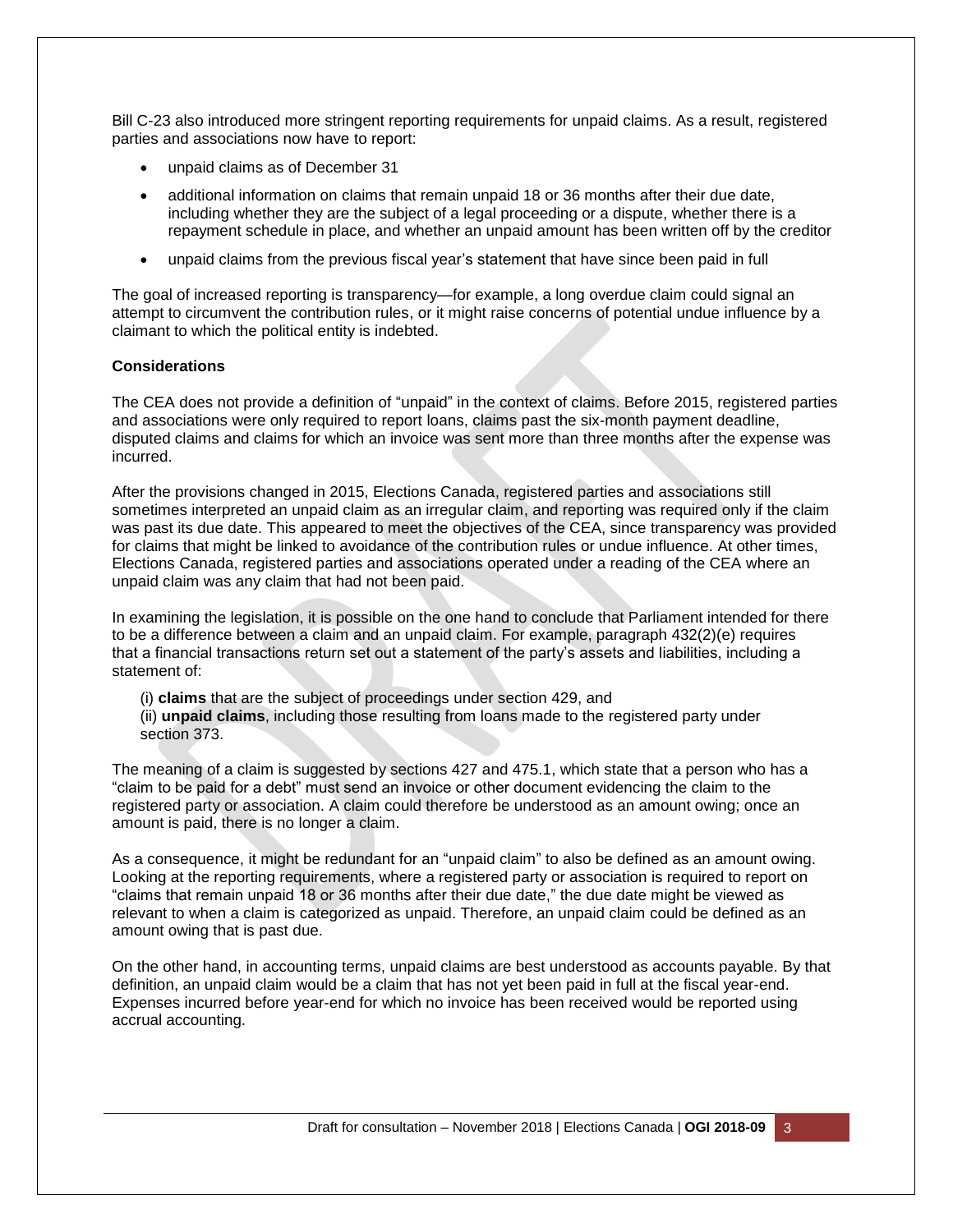Bill C-23 also introduced more stringent reporting requirements for unpaid claims. As a result, registered parties and associations now have to report:

- unpaid claims as of December 31
- additional information on claims that remain unpaid 18 or 36 months after their due date, including whether they are the subject of a legal proceeding or a dispute, whether there is a repayment schedule in place, and whether an unpaid amount has been written off by the creditor
- unpaid claims from the previous fiscal year's statement that have since been paid in full

The goal of increased reporting is transparency—for example, a long overdue claim could signal an attempt to circumvent the contribution rules, or it might raise concerns of potential undue influence by a claimant to which the political entity is indebted.

**Considerations**

The CEA does not provide a definition of "unpaid" in the context of claims. Before 2015, registered parties and associations were only required to report loans, claims past the six-month payment deadline, disputed claims and claims for which an invoice was sent more than three months after the expense was incurred.

After the provisions changed in 2015, Elections Canada, registered parties and associations still sometimes interpreted an unpaid claim as an irregular claim, and reporting was required only if the claim was past its due date. This appeared to meet the objectives of the CEA, since transparency was provided for claims that might be linked to avoidance of the contribution rules or undue influence. At other times, Elections Canada, registered parties and associations operated under a reading of the CEA where an unpaid claim was any claim that had not been paid.

In examining the legislation, it is possible on the one hand to conclude that Parliament intended for there to be a difference between a claim and an unpaid claim. For example, paragraph 432(2)(e) requires that a financial transactions return set out a statement of the party's assets and liabilities, including a statement of:

(i) **claims** that are the subject of proceedings under section 429, and
(ii) **unpaid claims**, including those resulting from loans made to the registered party under section 373.

The meaning of a claim is suggested by sections 427 and 475.1, which state that a person who has a "claim to be paid for a debt" must send an invoice or other document evidencing the claim to the registered party or association. A claim could therefore be understood as an amount owing; once an amount is paid, there is no longer a claim.

As a consequence, it might be redundant for an "unpaid claim" to also be defined as an amount owing. Looking at the reporting requirements, where a registered party or association is required to report on "claims that remain unpaid 18 or 36 months after their due date," the due date might be viewed as relevant to when a claim is categorized as unpaid. Therefore, an unpaid claim could be defined as an amount owing that is past due.

On the other hand, in accounting terms, unpaid claims are best understood as accounts payable. By that definition, an unpaid claim would be a claim that has not yet been paid in full at the fiscal year-end. Expenses incurred before year-end for which no invoice has been received would be reported using accrual accounting.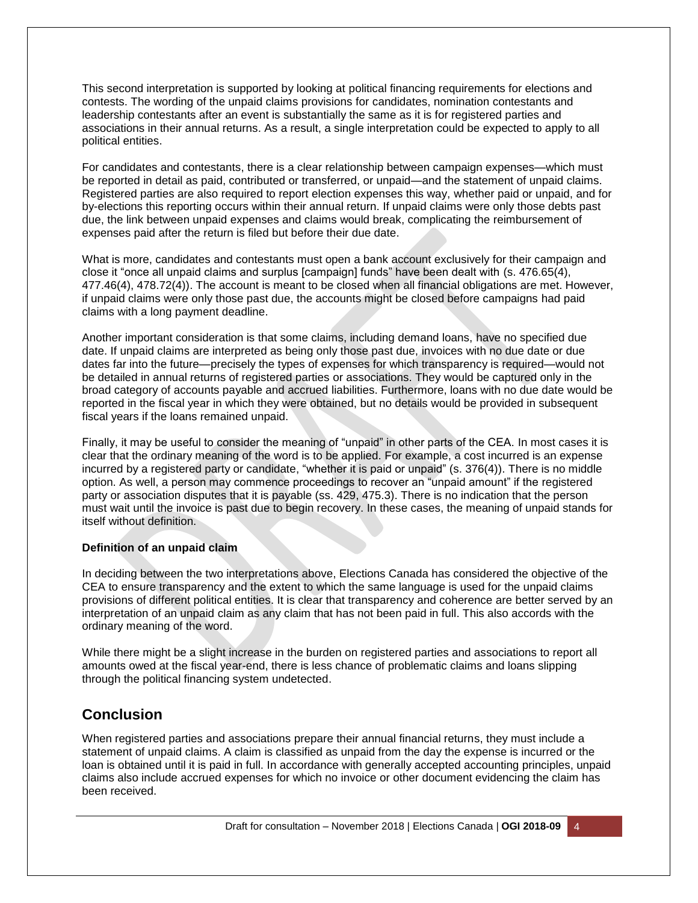This second interpretation is supported by looking at political financing requirements for elections and contests. The wording of the unpaid claims provisions for candidates, nomination contestants and leadership contestants after an event is substantially the same as it is for registered parties and associations in their annual returns. As a result, a single interpretation could be expected to apply to all political entities.

For candidates and contestants, there is a clear relationship between campaign expenses—which must be reported in detail as paid, contributed or transferred, or unpaid—and the statement of unpaid claims. Registered parties are also required to report election expenses this way, whether paid or unpaid, and for by-elections this reporting occurs within their annual return. If unpaid claims were only those debts past due, the link between unpaid expenses and claims would break, complicating the reimbursement of expenses paid after the return is filed but before their due date.

What is more, candidates and contestants must open a bank account exclusively for their campaign and close it "once all unpaid claims and surplus [campaign] funds" have been dealt with (s. 476.65(4), 477.46(4), 478.72(4)). The account is meant to be closed when all financial obligations are met. However, if unpaid claims were only those past due, the accounts might be closed before campaigns had paid claims with a long payment deadline.

Another important consideration is that some claims, including demand loans, have no specified due date. If unpaid claims are interpreted as being only those past due, invoices with no due date or due dates far into the future—precisely the types of expenses for which transparency is required—would not be detailed in annual returns of registered parties or associations. They would be captured only in the broad category of accounts payable and accrued liabilities. Furthermore, loans with no due date would be reported in the fiscal year in which they were obtained, but no details would be provided in subsequent fiscal years if the loans remained unpaid.

Finally, it may be useful to consider the meaning of "unpaid" in other parts of the CEA. In most cases it is clear that the ordinary meaning of the word is to be applied. For example, a cost incurred is an expense incurred by a registered party or candidate, "whether it is paid or unpaid" (s. 376(4)). There is no middle option. As well, a person may commence proceedings to recover an "unpaid amount" if the registered party or association disputes that it is payable (ss. 429, 475.3). There is no indication that the person must wait until the invoice is past due to begin recovery. In these cases, the meaning of unpaid stands for itself without definition.

**Definition of an unpaid claim**

In deciding between the two interpretations above, Elections Canada has considered the objective of the CEA to ensure transparency and the extent to which the same language is used for the unpaid claims provisions of different political entities. It is clear that transparency and coherence are better served by an interpretation of an unpaid claim as any claim that has not been paid in full. This also accords with the ordinary meaning of the word.

While there might be a slight increase in the burden on registered parties and associations to report all amounts owed at the fiscal year-end, there is less chance of problematic claims and loans slipping through the political financing system undetected.

## Conclusion

When registered parties and associations prepare their annual financial returns, they must include a statement of unpaid claims. A claim is classified as unpaid from the day the expense is incurred or the loan is obtained until it is paid in full. In accordance with generally accepted accounting principles, unpaid claims also include accrued expenses for which no invoice or other document evidencing the claim has been received.